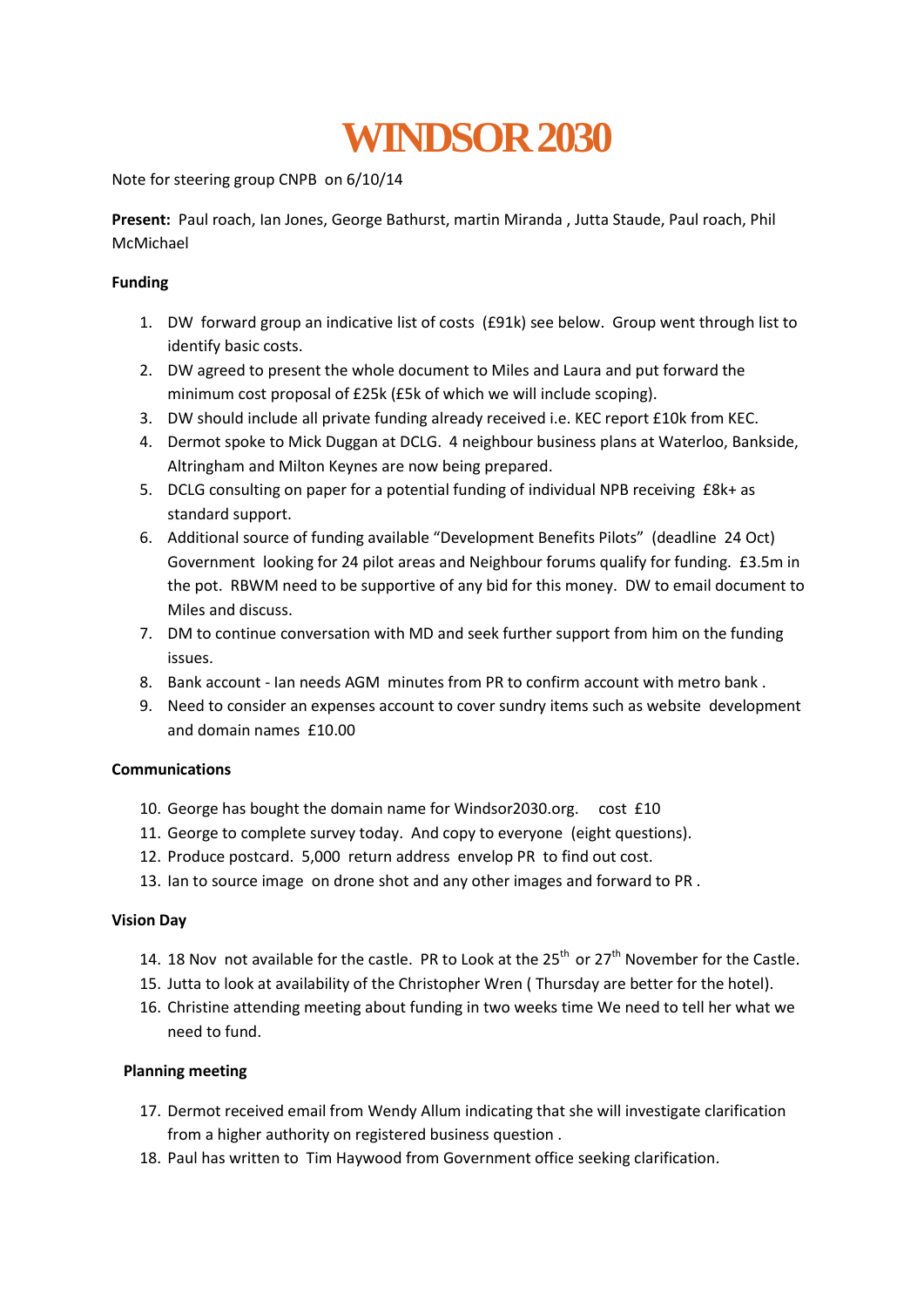# WINDSOR 2030

Note for steering group CNPB on 6/10/14

**Present:** Paul roach, Ian Jones, George Bathurst, martin Miranda , Jutta Staude, Paul roach, Phil McMichael

**Funding**

1. DW forward group an indicative list of costs (£91k) see below. Group went through list to identify basic costs.
2. DW agreed to present the whole document to Miles and Laura and put forward the minimum cost proposal of £25k (£5k of which we will include scoping).
3. DW should include all private funding already received i.e. KEC report £10k from KEC.
4. Dermot spoke to Mick Duggan at DCLG. 4 neighbour business plans at Waterloo, Bankside, Altringham and Milton Keynes are now being prepared.
5. DCLG consulting on paper for a potential funding of individual NPB receiving £8k+ as standard support.
6. Additional source of funding available "Development Benefits Pilots" (deadline 24 Oct) Government looking for 24 pilot areas and Neighbour forums qualify for funding. £3.5m in the pot. RBWM need to be supportive of any bid for this money. DW to email document to Miles and discuss.
7. DM to continue conversation with MD and seek further support from him on the funding issues.
8. Bank account - Ian needs AGM minutes from PR to confirm account with metro bank .
9. Need to consider an expenses account to cover sundry items such as website development and domain names £10.00

**Communications**

10. George has bought the domain name for Windsor2030.org. cost £10
11. George to complete survey today. And copy to everyone (eight questions).
12. Produce postcard. 5,000 return address envelop PR to find out cost.
13. Ian to source image on drone shot and any other images and forward to PR .

**Vision Day**

14. 18 Nov not available for the castle. PR to Look at the 25th or 27th November for the Castle.
15. Jutta to look at availability of the Christopher Wren ( Thursday are better for the hotel).
16. Christine attending meeting about funding in two weeks time We need to tell her what we need to fund.

**Planning meeting**

17. Dermot received email from Wendy Allum indicating that she will investigate clarification from a higher authority on registered business question .
18. Paul has written to Tim Haywood from Government office seeking clarification.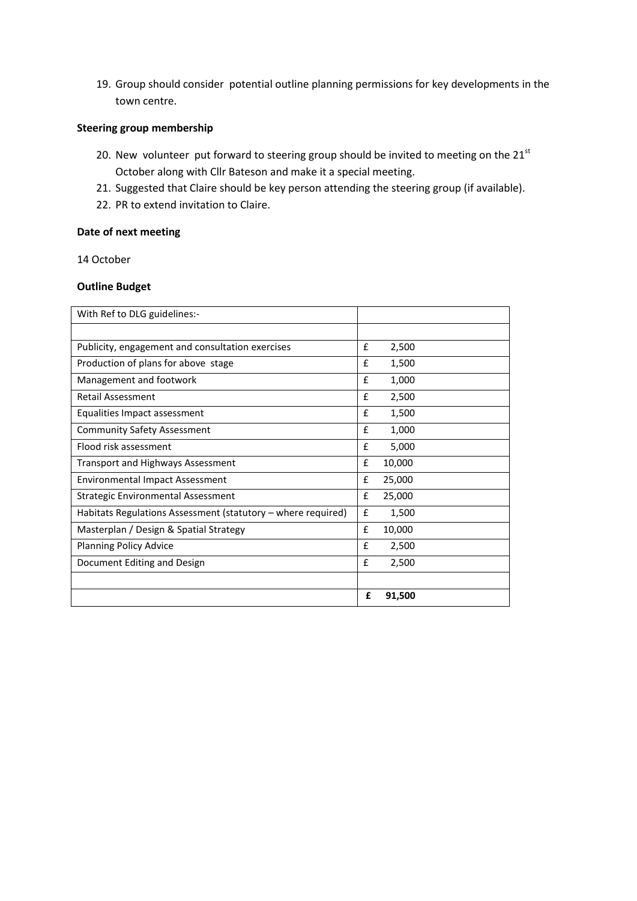19. Group should consider potential outline planning permissions for key developments in the town centre.

**Steering group membership**

20. New volunteer put forward to steering group should be invited to meeting on the 21st October along with Cllr Bateson and make it a special meeting.
21. Suggested that Claire should be key person attending the steering group (if available).
22. PR to extend invitation to Claire.

**Date of next meeting**

14 October

**Outline Budget**

| | |
|---|---|
| With Ref to DLG guidelines:- | |
| | |
| Publicity, engagement and consultation exercises | £ 2,500 |
| Production of plans for above stage | £ 1,500 |
| Management and footwork | £ 1,000 |
| Retail Assessment | £ 2,500 |
| Equalities Impact assessment | £ 1,500 |
| Community Safety Assessment | £ 1,000 |
| Flood risk assessment | £ 5,000 |
| Transport and Highways Assessment | £ 10,000 |
| Environmental Impact Assessment | £ 25,000 |
| Strategic Environmental Assessment | £ 25,000 |
| Habitats Regulations Assessment (statutory – where required) | £ 1,500 |
| Masterplan / Design & Spatial Strategy | £ 10,000 |
| Planning Policy Advice | £ 2,500 |
| Document Editing and Design | £ 2,500 |
| | |
| | **£ 91,500** |